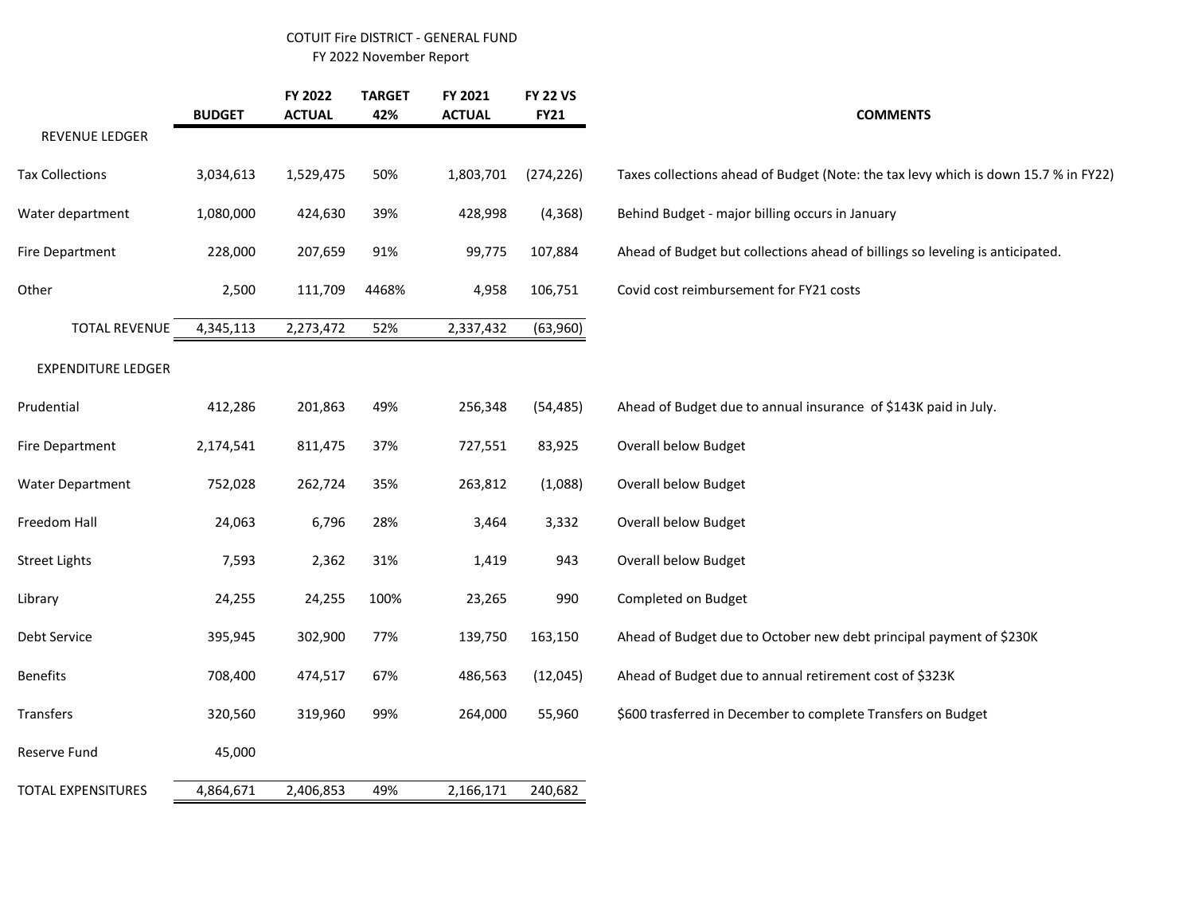# COTUIT Fire DISTRICT - GENERAL FUND

FY 2022 November Report

| | BUDGET | FY 2022 ACTUAL | TARGET 42% | FY 2021 ACTUAL | FY 22 VS FY21 | COMMENTS |
|---|---|---|---|---|---|---|
| REVENUE LEDGER | | | | | | |
| Tax Collections | 3,034,613 | 1,529,475 | 50% | 1,803,701 | (274,226) | Taxes collections ahead of Budget (Note: the tax levy which is down 15.7 % in FY22) |
| Water department | 1,080,000 | 424,630 | 39% | 428,998 | (4,368) | Behind Budget - major billing occurs in January |
| Fire Department | 228,000 | 207,659 | 91% | 99,775 | 107,884 | Ahead of Budget but collections ahead of billings so leveling is anticipated. |
| Other | 2,500 | 111,709 | 4468% | 4,958 | 106,751 | Covid cost reimbursement for FY21 costs |
| TOTAL REVENUE | 4,345,113 | 2,273,472 | 52% | 2,337,432 | (63,960) | |
| EXPENDITURE LEDGER | | | | | | |
| Prudential | 412,286 | 201,863 | 49% | 256,348 | (54,485) | Ahead of Budget due to annual insurance of $143K paid in July. |
| Fire Department | 2,174,541 | 811,475 | 37% | 727,551 | 83,925 | Overall below Budget |
| Water Department | 752,028 | 262,724 | 35% | 263,812 | (1,088) | Overall below Budget |
| Freedom Hall | 24,063 | 6,796 | 28% | 3,464 | 3,332 | Overall below Budget |
| Street Lights | 7,593 | 2,362 | 31% | 1,419 | 943 | Overall below Budget |
| Library | 24,255 | 24,255 | 100% | 23,265 | 990 | Completed on Budget |
| Debt Service | 395,945 | 302,900 | 77% | 139,750 | 163,150 | Ahead of Budget due to October new debt principal payment of $230K |
| Benefits | 708,400 | 474,517 | 67% | 486,563 | (12,045) | Ahead of Budget due to annual retirement cost of $323K |
| Transfers | 320,560 | 319,960 | 99% | 264,000 | 55,960 | $600 trasferred in December to complete Transfers on Budget |
| Reserve Fund | 45,000 | | | | | |
| TOTAL EXPENSITURES | 4,864,671 | 2,406,853 | 49% | 2,166,171 | 240,682 | |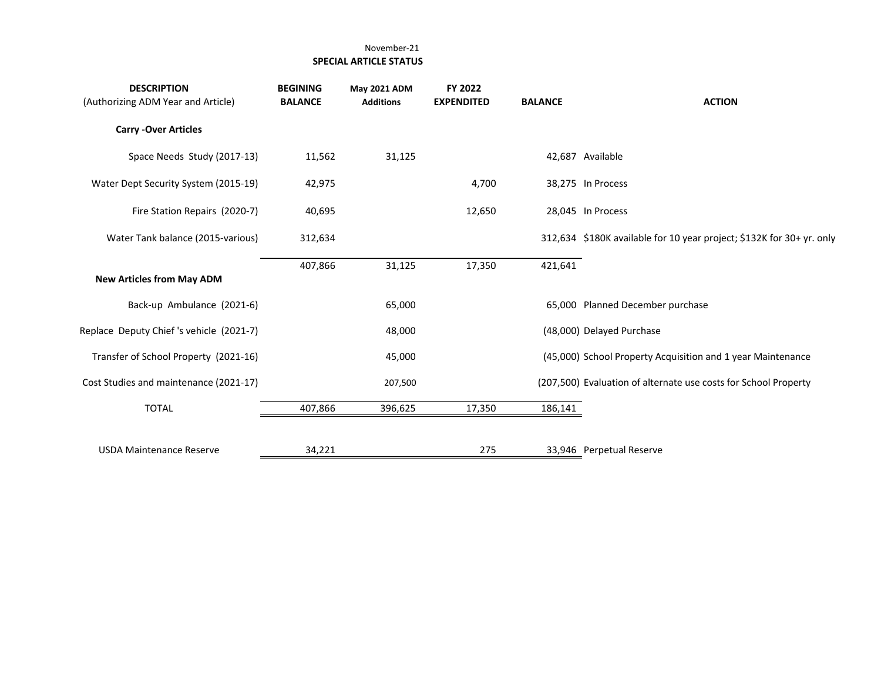November-21

**SPECIAL ARTICLE STATUS**

| **DESCRIPTION** (Authorizing ADM Year and Article) | **BEGINING BALANCE** | **May 2021 ADM Additions** | **FY 2022 EXPENDITED** | **BALANCE** | **ACTION** |
|---|---|---|---|---|---|
| **Carry -Over Articles** | | | | | |
| Space Needs Study (2017-13) | 11,562 | 31,125 | | 42,687 | Available |
| Water Dept Security System (2015-19) | 42,975 | | 4,700 | 38,275 | In Process |
| Fire Station Repairs (2020-7) | 40,695 | | 12,650 | 28,045 | In Process |
| Water Tank balance (2015-various) | 312,634 | | | 312,634 | $180K available for 10 year project; $132K for 30+ yr. only |
| | 407,866 | 31,125 | 17,350 | 421,641 | |
| **New Articles from May ADM** | | | | | |
| Back-up Ambulance (2021-6) | | 65,000 | | 65,000 | Planned December purchase |
| Replace Deputy Chief 's vehicle (2021-7) | | 48,000 | | (48,000) | Delayed Purchase |
| Transfer of School Property (2021-16) | | 45,000 | | (45,000) | School Property Acquisition and 1 year Maintenance |
| Cost Studies and maintenance (2021-17) | | 207,500 | | (207,500) | Evaluation of alternate use costs for School Property |
| TOTAL | 407,866 | 396,625 | 17,350 | 186,141 | |
| | | | | | |
| USDA Maintenance Reserve | 34,221 | | 275 | 33,946 | Perpetual Reserve |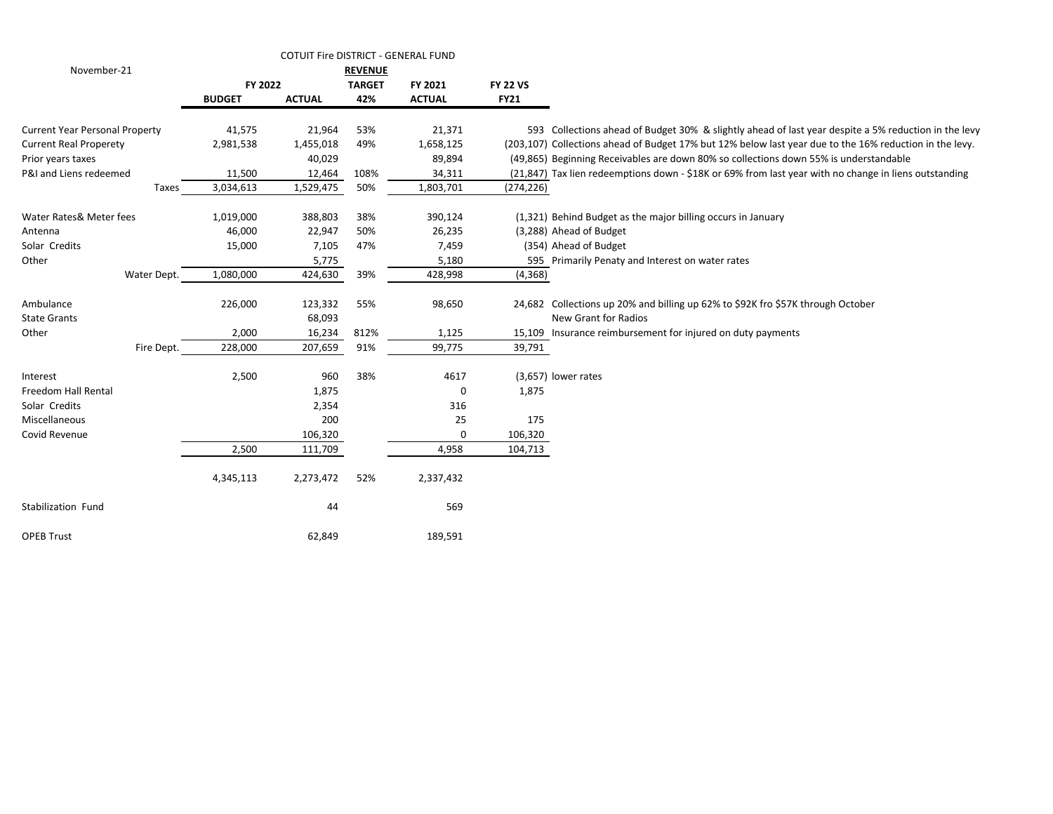# COTUIT Fire DISTRICT - GENERAL FUND

November-21

**REVENUE**

| | FY 2022 | | TARGET | FY 2021 | FY 22 VS | |
|---|---|---|---|---|---|---|
| | **BUDGET** | **ACTUAL** | **42%** | **ACTUAL** | **FY21** | |
| Current Year Personal Property | 41,575 | 21,964 | 53% | 21,371 | 593 | Collections ahead of Budget 30% & slightly ahead of last year despite a 5% reduction in the levy |
| Current Real Properety | 2,981,538 | 1,455,018 | 49% | 1,658,125 | (203,107) | Collections ahead of Budget 17% but 12% below last year due to the 16% reduction in the levy. |
| Prior years taxes | | 40,029 | | 89,894 | (49,865) | Beginning Receivables are down 80% so collections down 55% is understandable |
| P&I and Liens redeemed | 11,500 | 12,464 | 108% | 34,311 | (21,847) | Tax lien redeemptions down - $18K or 69% from last year with no change in liens outstanding |
| Taxes | 3,034,613 | 1,529,475 | 50% | 1,803,701 | (274,226) | |
| | | | | | | |
| Water Rates& Meter fees | 1,019,000 | 388,803 | 38% | 390,124 | (1,321) | Behind Budget as the major billing occurs in January |
| Antenna | 46,000 | 22,947 | 50% | 26,235 | (3,288) | Ahead of Budget |
| Solar Credits | 15,000 | 7,105 | 47% | 7,459 | (354) | Ahead of Budget |
| Other | | 5,775 | | 5,180 | 595 | Primarily Penaty and Interest on water rates |
| Water Dept. | 1,080,000 | 424,630 | 39% | 428,998 | (4,368) | |
| | | | | | | |
| Ambulance | 226,000 | 123,332 | 55% | 98,650 | 24,682 | Collections up 20% and billing up 62% to $92K fro $57K through October |
| State Grants | | 68,093 | | | | New Grant for Radios |
| Other | 2,000 | 16,234 | 812% | 1,125 | 15,109 | Insurance reimbursement for injured on duty payments |
| Fire Dept. | 228,000 | 207,659 | 91% | 99,775 | 39,791 | |
| | | | | | | |
| Interest | 2,500 | 960 | 38% | 4617 | (3,657) | lower rates |
| Freedom Hall Rental | | 1,875 | | 0 | 1,875 | |
| Solar Credits | | 2,354 | | 316 | | |
| Miscellaneous | | 200 | | 25 | 175 | |
| Covid Revenue | | 106,320 | | 0 | 106,320 | |
| | 2,500 | 111,709 | | 4,958 | 104,713 | |
| | | | | | | |
| | 4,345,113 | 2,273,472 | 52% | 2,337,432 | | |
| | | | | | | |
| Stabilization Fund | | 44 | | 569 | | |
| | | | | | | |
| OPEB Trust | | 62,849 | | 189,591 | | |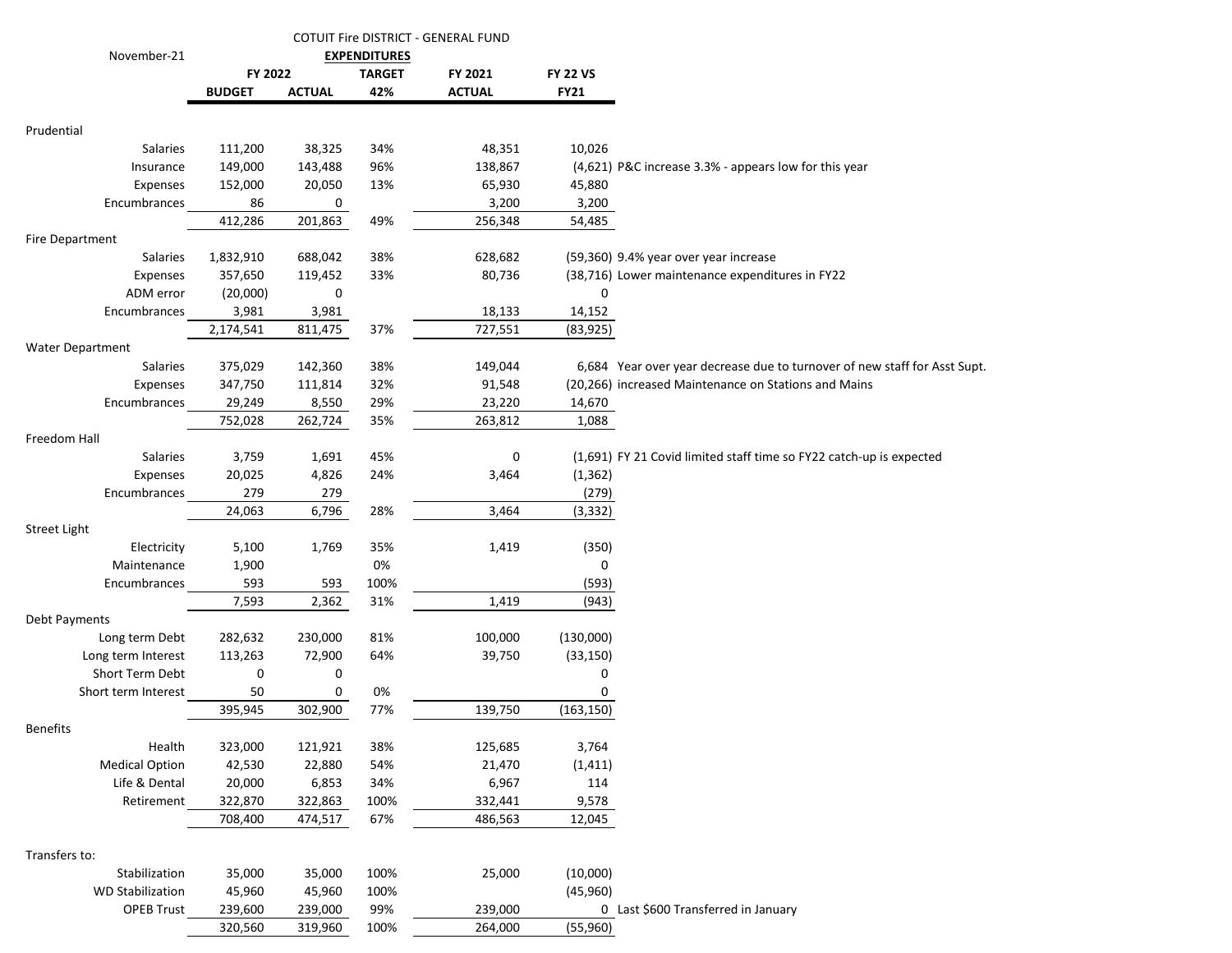November-21

# COTUIT Fire DISTRICT - GENERAL FUND

## EXPENDITURES

| | FY 2022 BUDGET | FY 2022 ACTUAL | TARGET 42% | FY 2021 ACTUAL | FY 22 VS FY21 | |
|---|---|---|---|---|---|---|
| **Prudential** | | | | | | |
| Salaries | 111,200 | 38,325 | 34% | 48,351 | 10,026 | |
| Insurance | 149,000 | 143,488 | 96% | 138,867 | (4,621) | P&C increase 3.3% - appears low for this year |
| Expenses | 152,000 | 20,050 | 13% | 65,930 | 45,880 | |
| Encumbrances | 86 | 0 | | 3,200 | 3,200 | |
| | 412,286 | 201,863 | 49% | 256,348 | 54,485 | |
| **Fire Department** | | | | | | |
| Salaries | 1,832,910 | 688,042 | 38% | 628,682 | (59,360) | 9.4% year over year increase |
| Expenses | 357,650 | 119,452 | 33% | 80,736 | (38,716) | Lower maintenance expenditures in FY22 |
| ADM error | (20,000) | 0 | | | 0 | |
| Encumbrances | 3,981 | 3,981 | | 18,133 | 14,152 | |
| | 2,174,541 | 811,475 | 37% | 727,551 | (83,925) | |
| **Water Department** | | | | | | |
| Salaries | 375,029 | 142,360 | 38% | 149,044 | 6,684 | Year over year decrease due to turnover of new staff for Asst Supt. |
| Expenses | 347,750 | 111,814 | 32% | 91,548 | (20,266) | increased Maintenance on Stations and Mains |
| Encumbrances | 29,249 | 8,550 | 29% | 23,220 | 14,670 | |
| | 752,028 | 262,724 | 35% | 263,812 | 1,088 | |
| **Freedom Hall** | | | | | | |
| Salaries | 3,759 | 1,691 | 45% | 0 | (1,691) | FY 21 Covid limited staff time so FY22 catch-up is expected |
| Expenses | 20,025 | 4,826 | 24% | 3,464 | (1,362) | |
| Encumbrances | 279 | 279 | | | (279) | |
| | 24,063 | 6,796 | 28% | 3,464 | (3,332) | |
| **Street Light** | | | | | | |
| Electricity | 5,100 | 1,769 | 35% | 1,419 | (350) | |
| Maintenance | 1,900 | | 0% | | 0 | |
| Encumbrances | 593 | 593 | 100% | | (593) | |
| | 7,593 | 2,362 | 31% | 1,419 | (943) | |
| **Debt Payments** | | | | | | |
| Long term Debt | 282,632 | 230,000 | 81% | 100,000 | (130,000) | |
| Long term Interest | 113,263 | 72,900 | 64% | 39,750 | (33,150) | |
| Short Term Debt | 0 | 0 | | | 0 | |
| Short term Interest | 50 | 0 | 0% | | 0 | |
| | 395,945 | 302,900 | 77% | 139,750 | (163,150) | |
| **Benefits** | | | | | | |
| Health | 323,000 | 121,921 | 38% | 125,685 | 3,764 | |
| Medical Option | 42,530 | 22,880 | 54% | 21,470 | (1,411) | |
| Life & Dental | 20,000 | 6,853 | 34% | 6,967 | 114 | |
| Retirement | 322,870 | 322,863 | 100% | 332,441 | 9,578 | |
| | 708,400 | 474,517 | 67% | 486,563 | 12,045 | |
| **Transfers to:** | | | | | | |
| Stabilization | 35,000 | 35,000 | 100% | 25,000 | (10,000) | |
| WD Stabilization | 45,960 | 45,960 | 100% | | (45,960) | |
| OPEB Trust | 239,600 | 239,000 | 99% | 239,000 | 0 | Last $600 Transferred in January |
| | 320,560 | 319,960 | 100% | 264,000 | (55,960) | |